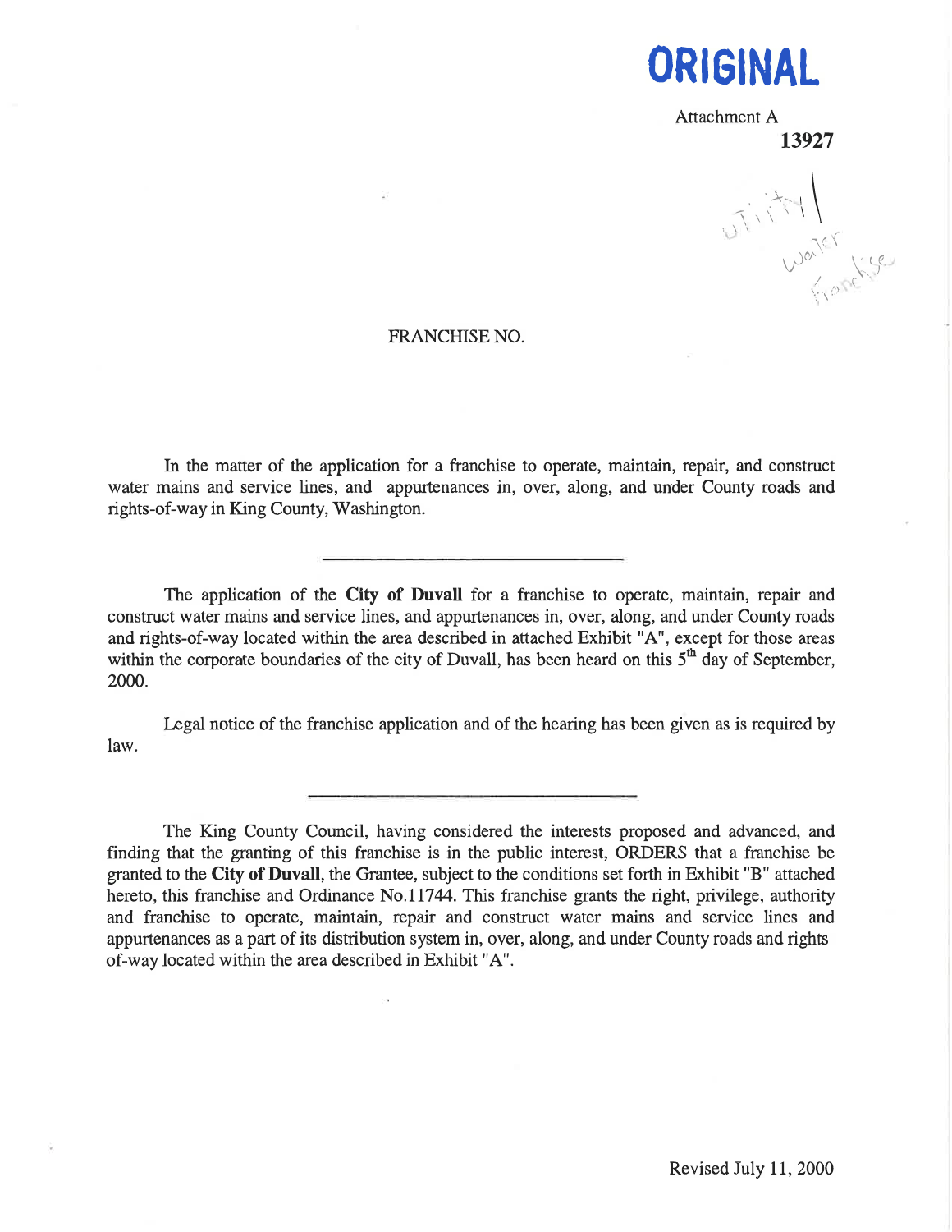**ORIGINAL**

Attachment A

**13927**

Utility

Water Franchise

FRANCHISE NO.

In the matter of the application for a franchise to operate, maintain, repair, and construct water mains and service lines, and appurtenances in, over, along, and under County roads and rights-of-way in King County, Washington.

---

The application of the **City of Duvall** for a franchise to operate, maintain, repair and construct water mains and service lines, and appurtenances in, over, along, and under County roads and rights-of-way located within the area described in attached Exhibit "A", except for those areas within the corporate boundaries of the city of Duvall, has been heard on this 5th day of September, 2000.

Legal notice of the franchise application and of the hearing has been given as is required by law.

---

The King County Council, having considered the interests proposed and advanced, and finding that the granting of this franchise is in the public interest, ORDERS that a franchise be granted to the **City of Duvall**, the Grantee, subject to the conditions set forth in Exhibit "B" attached hereto, this franchise and Ordinance No.11744. This franchise grants the right, privilege, authority and franchise to operate, maintain, repair and construct water mains and service lines and appurtenances as a part of its distribution system in, over, along, and under County roads and rights-of-way located within the area described in Exhibit "A".

Revised July 11, 2000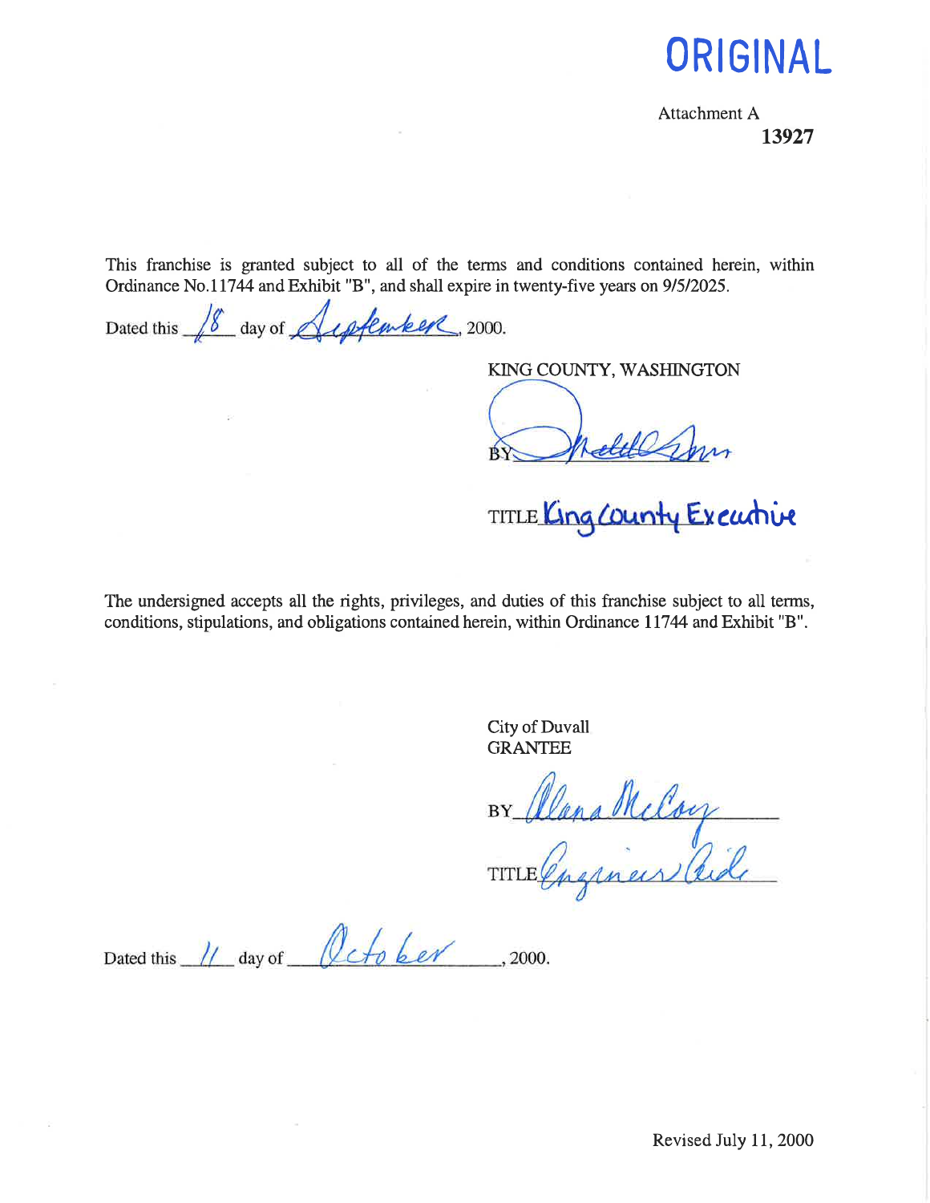**ORIGINAL**

Attachment A

**13927**

This franchise is granted subject to all of the terms and conditions contained herein, within Ordinance No.11744 and Exhibit "B", and shall expire in twenty-five years on 9/5/2025.

Dated this 18 day of September, 2000.

KING COUNTY, WASHINGTON

BY ____________________

TITLE King County Executive

The undersigned accepts all the rights, privileges, and duties of this franchise subject to all terms, conditions, stipulations, and obligations contained herein, within Ordinance 11744 and Exhibit "B".

City of Duvall
GRANTEE

BY Alana McCoy

TITLE Engineers Aide

Dated this 11 day of October, 2000.

Revised July 11, 2000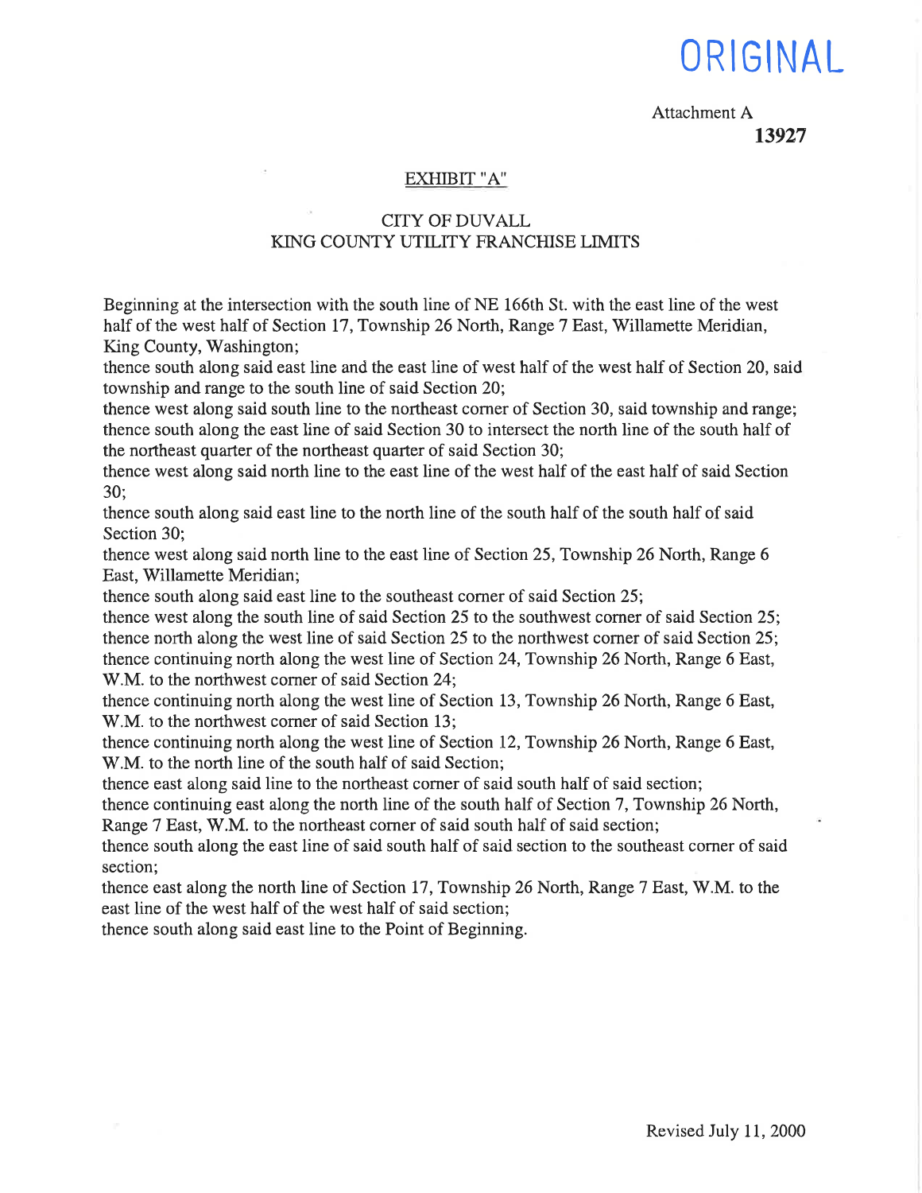ORIGINAL

Attachment A

**13927**

## EXHIBIT "A"

### CITY OF DUVALL
### KING COUNTY UTILITY FRANCHISE LIMITS

Beginning at the intersection with the south line of NE 166th St. with the east line of the west half of the west half of Section 17, Township 26 North, Range 7 East, Willamette Meridian, King County, Washington;
thence south along said east line and the east line of west half of the west half of Section 20, said township and range to the south line of said Section 20;
thence west along said south line to the northeast corner of Section 30, said township and range;
thence south along the east line of said Section 30 to intersect the north line of the south half of the northeast quarter of the northeast quarter of said Section 30;
thence west along said north line to the east line of the west half of the east half of said Section 30;
thence south along said east line to the north line of the south half of the south half of said Section 30;
thence west along said north line to the east line of Section 25, Township 26 North, Range 6 East, Willamette Meridian;
thence south along said east line to the southeast corner of said Section 25;
thence west along the south line of said Section 25 to the southwest corner of said Section 25;
thence north along the west line of said Section 25 to the northwest corner of said Section 25;
thence continuing north along the west line of Section 24, Township 26 North, Range 6 East, W.M. to the northwest corner of said Section 24;
thence continuing north along the west line of Section 13, Township 26 North, Range 6 East, W.M. to the northwest corner of said Section 13;
thence continuing north along the west line of Section 12, Township 26 North, Range 6 East, W.M. to the north line of the south half of said Section;
thence east along said line to the northeast corner of said south half of said section;
thence continuing east along the north line of the south half of Section 7, Township 26 North, Range 7 East, W.M. to the northeast corner of said south half of said section;
thence south along the east line of said south half of said section to the southeast corner of said section;
thence east along the north line of Section 17, Township 26 North, Range 7 East, W.M. to the east line of the west half of the west half of said section;
thence south along said east line to the Point of Beginning.

Revised July 11, 2000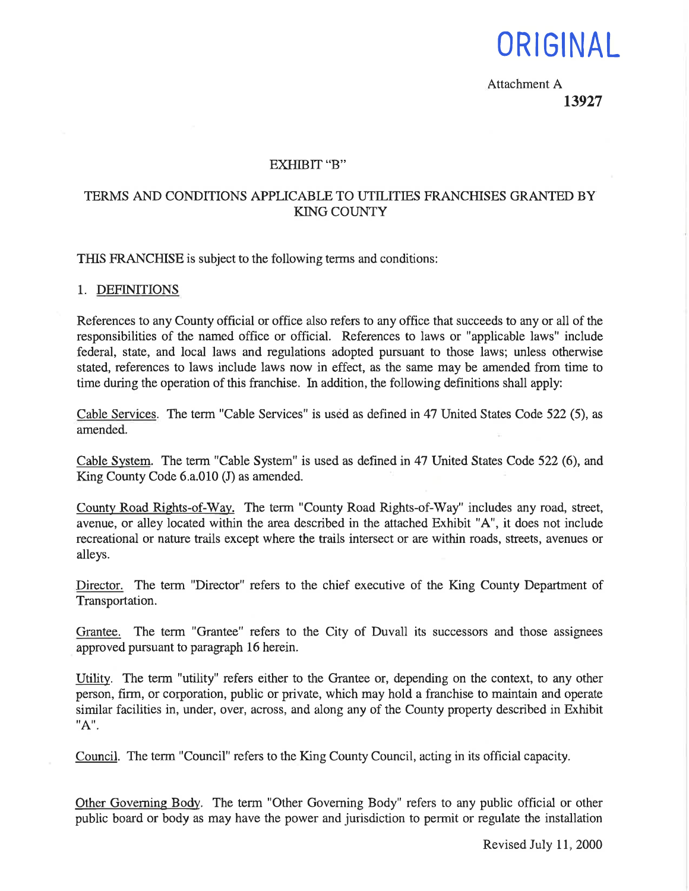# ORIGINAL

Attachment A

**13927**

EXHIBIT "B"

## TERMS AND CONDITIONS APPLICABLE TO UTILITIES FRANCHISES GRANTED BY KING COUNTY

THIS FRANCHISE is subject to the following terms and conditions:

### 1. DEFINITIONS

References to any County official or office also refers to any office that succeeds to any or all of the responsibilities of the named office or official. References to laws or "applicable laws" include federal, state, and local laws and regulations adopted pursuant to those laws; unless otherwise stated, references to laws include laws now in effect, as the same may be amended from time to time during the operation of this franchise. In addition, the following definitions shall apply:

Cable Services. The term "Cable Services" is used as defined in 47 United States Code 522 (5), as amended.

Cable System. The term "Cable System" is used as defined in 47 United States Code 522 (6), and King County Code 6.a.010 (J) as amended.

County Road Rights-of-Way. The term "County Road Rights-of-Way" includes any road, street, avenue, or alley located within the area described in the attached Exhibit "A", it does not include recreational or nature trails except where the trails intersect or are within roads, streets, avenues or alleys.

Director. The term "Director" refers to the chief executive of the King County Department of Transportation.

Grantee. The term "Grantee" refers to the City of Duvall its successors and those assignees approved pursuant to paragraph 16 herein.

Utility. The term "utility" refers either to the Grantee or, depending on the context, to any other person, firm, or corporation, public or private, which may hold a franchise to maintain and operate similar facilities in, under, over, across, and along any of the County property described in Exhibit "A".

Council. The term "Council" refers to the King County Council, acting in its official capacity.

Other Governing Body. The term "Other Governing Body" refers to any public official or other public board or body as may have the power and jurisdiction to permit or regulate the installation

Revised July 11, 2000